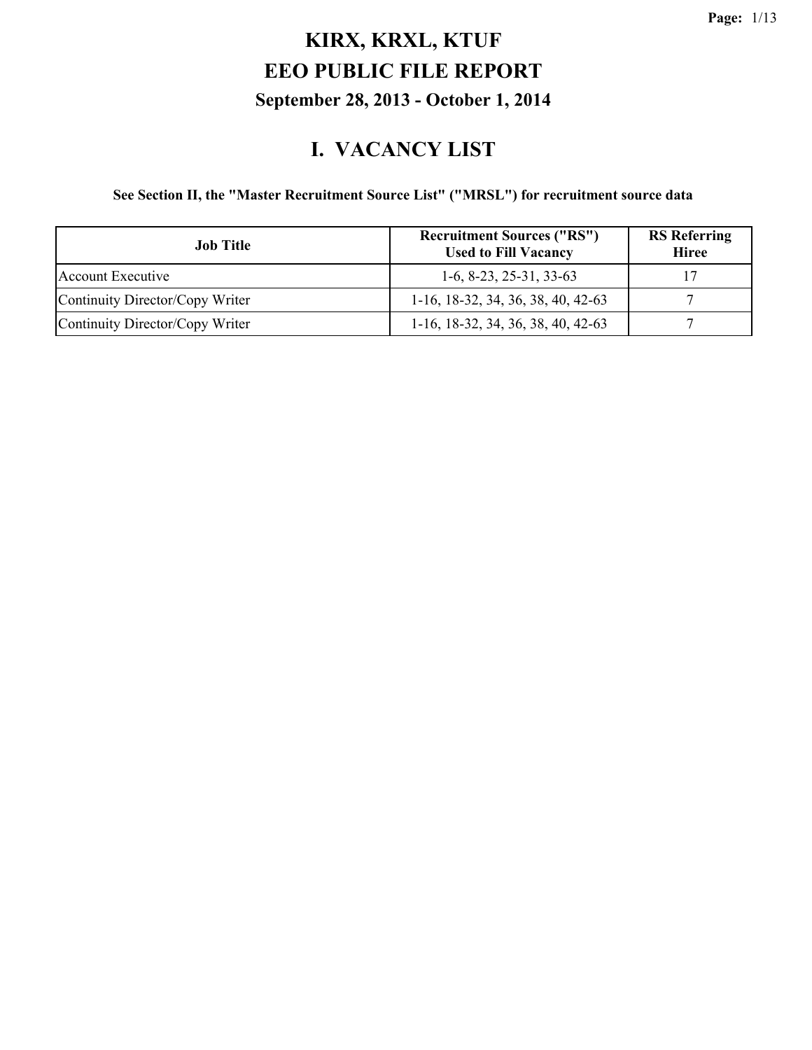# KIRX, KRXL, KTUF

# EEO PUBLIC FILE REPORT

## September 28, 2013 - October 1, 2014

## I. VACANCY LIST

**See Section II, the "Master Recruitment Source List" ("MRSL") for recruitment source data**

| Job Title | Recruitment Sources ("RS") Used to Fill Vacancy | RS Referring Hiree |
|---|---|---|
| Account Executive | 1-6, 8-23, 25-31, 33-63 | 17 |
| Continuity Director/Copy Writer | 1-16, 18-32, 34, 36, 38, 40, 42-63 | 7 |
| Continuity Director/Copy Writer | 1-16, 18-32, 34, 36, 38, 40, 42-63 | 7 |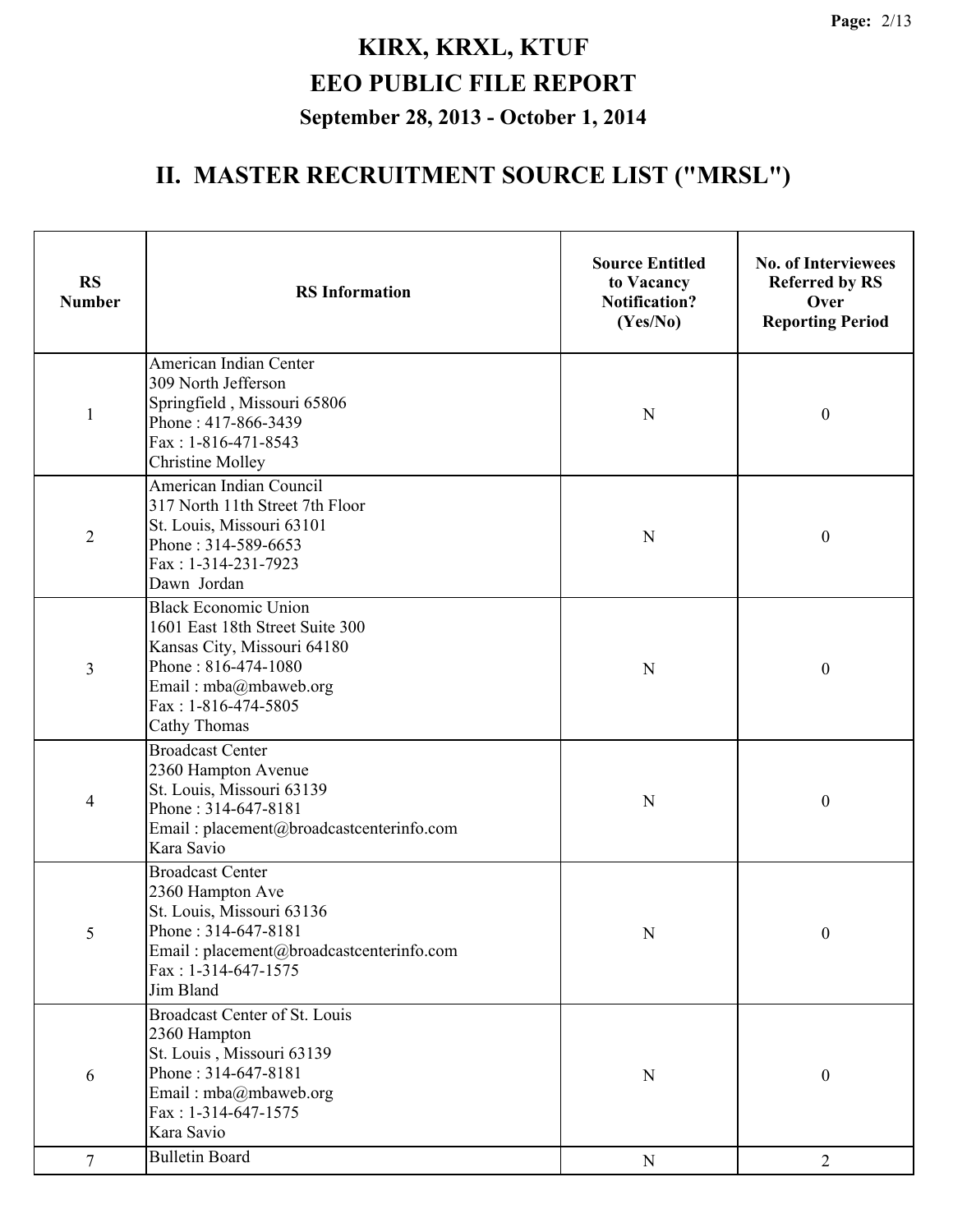# KIRX, KRXL, KTUF
# EEO PUBLIC FILE REPORT
### September 28, 2013 - October 1, 2014

## II. MASTER RECRUITMENT SOURCE LIST ("MRSL")

| RS Number | RS Information | Source Entitled to Vacancy Notification? (Yes/No) | No. of Interviewees Referred by RS Over Reporting Period |
|---|---|---|---|
| 1 | American Indian Center<br>309 North Jefferson<br>Springfield , Missouri 65806<br>Phone : 417-866-3439<br>Fax : 1-816-471-8543<br>Christine Molley | N | 0 |
| 2 | American Indian Council<br>317 North 11th Street 7th Floor<br>St. Louis, Missouri 63101<br>Phone : 314-589-6653<br>Fax : 1-314-231-7923<br>Dawn Jordan | N | 0 |
| 3 | Black Economic Union<br>1601 East 18th Street Suite 300<br>Kansas City, Missouri 64180<br>Phone : 816-474-1080<br>Email : mba@mbaweb.org<br>Fax : 1-816-474-5805<br>Cathy Thomas | N | 0 |
| 4 | Broadcast Center<br>2360 Hampton Avenue<br>St. Louis, Missouri 63139<br>Phone : 314-647-8181<br>Email : placement@broadcastcenterinfo.com<br>Kara Savio | N | 0 |
| 5 | Broadcast Center<br>2360 Hampton Ave<br>St. Louis, Missouri 63136<br>Phone : 314-647-8181<br>Email : placement@broadcastcenterinfo.com<br>Fax : 1-314-647-1575<br>Jim Bland | N | 0 |
| 6 | Broadcast Center of St. Louis<br>2360 Hampton<br>St. Louis , Missouri 63139<br>Phone : 314-647-8181<br>Email : mba@mbaweb.org<br>Fax : 1-314-647-1575<br>Kara Savio | N | 0 |
| 7 | Bulletin Board | N | 2 |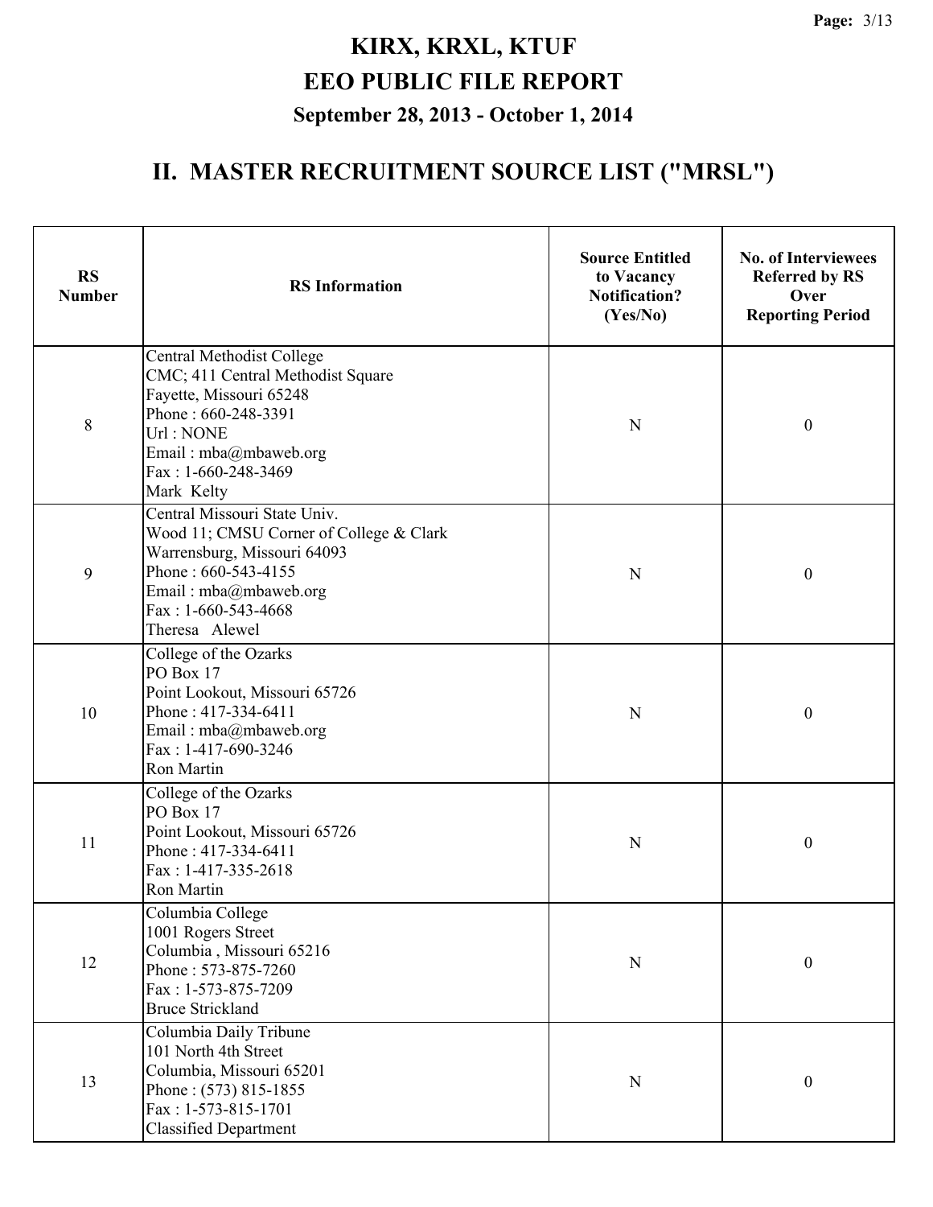# KIRX, KRXL, KTUF
# EEO PUBLIC FILE REPORT
### September 28, 2013 - October 1, 2014

## II. MASTER RECRUITMENT SOURCE LIST ("MRSL")

| RS Number | RS Information | Source Entitled to Vacancy Notification? (Yes/No) | No. of Interviewees Referred by RS Over Reporting Period |
|---|---|---|---|
| 8 | Central Methodist College<br>CMC; 411 Central Methodist Square<br>Fayette, Missouri 65248<br>Phone : 660-248-3391<br>Url : NONE<br>Email : mba@mbaweb.org<br>Fax : 1-660-248-3469<br>Mark Kelty | N | 0 |
| 9 | Central Missouri State Univ.<br>Wood 11; CMSU Corner of College & Clark<br>Warrensburg, Missouri 64093<br>Phone : 660-543-4155<br>Email : mba@mbaweb.org<br>Fax : 1-660-543-4668<br>Theresa Alewel | N | 0 |
| 10 | College of the Ozarks<br>PO Box 17<br>Point Lookout, Missouri 65726<br>Phone : 417-334-6411<br>Email : mba@mbaweb.org<br>Fax : 1-417-690-3246<br>Ron Martin | N | 0 |
| 11 | College of the Ozarks<br>PO Box 17<br>Point Lookout, Missouri 65726<br>Phone : 417-334-6411<br>Fax : 1-417-335-2618<br>Ron Martin | N | 0 |
| 12 | Columbia College<br>1001 Rogers Street<br>Columbia , Missouri 65216<br>Phone : 573-875-7260<br>Fax : 1-573-875-7209<br>Bruce Strickland | N | 0 |
| 13 | Columbia Daily Tribune<br>101 North 4th Street<br>Columbia, Missouri 65201<br>Phone : (573) 815-1855<br>Fax : 1-573-815-1701<br>Classified Department | N | 0 |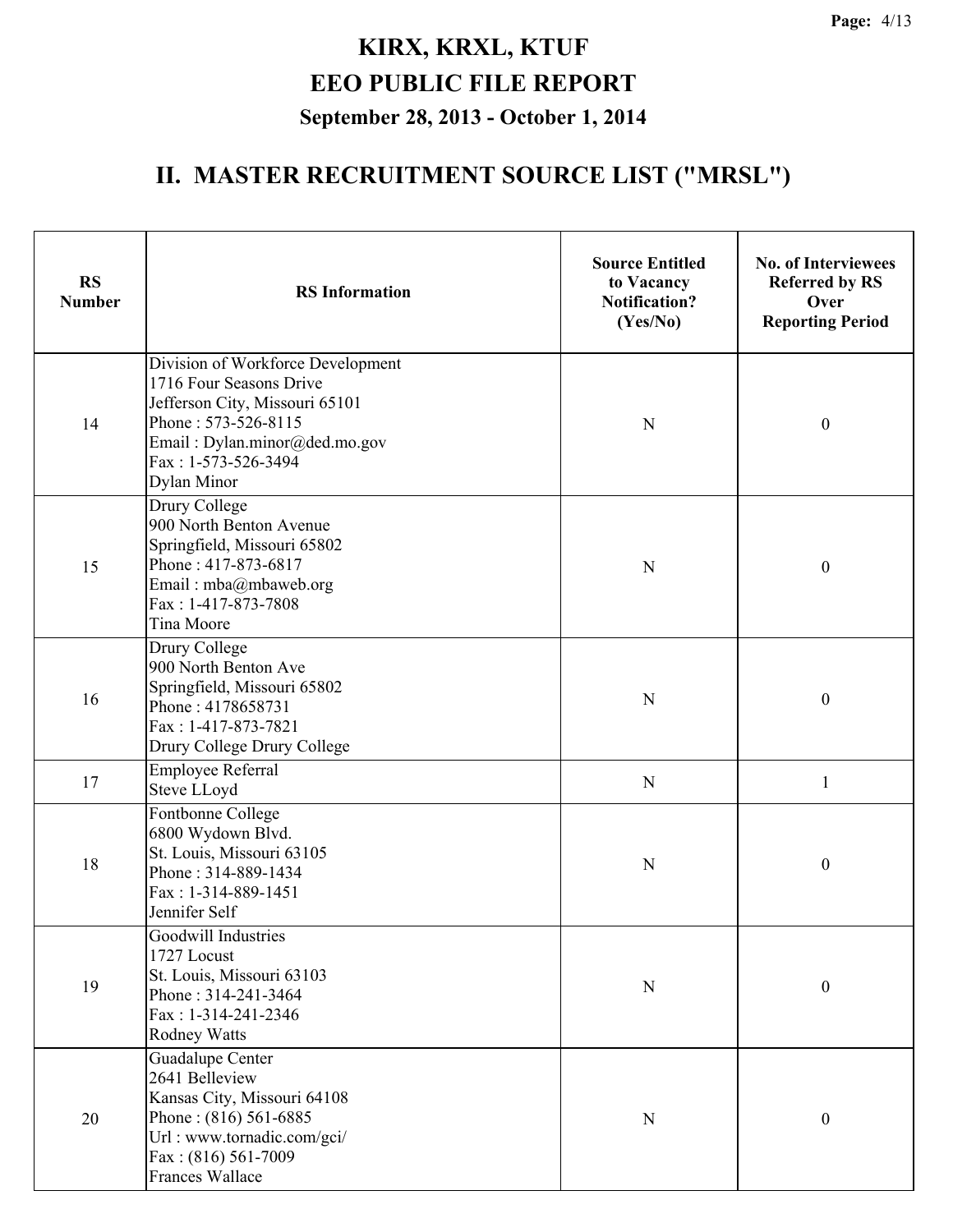# KIRX, KRXL, KTUF

# EEO PUBLIC FILE REPORT

### September 28, 2013 - October 1, 2014

## II. MASTER RECRUITMENT SOURCE LIST ("MRSL")

| RS Number | RS Information | Source Entitled to Vacancy Notification? (Yes/No) | No. of Interviewees Referred by RS Over Reporting Period |
|---|---|---|---|
| 14 | Division of Workforce Development<br>1716 Four Seasons Drive<br>Jefferson City, Missouri 65101<br>Phone : 573-526-8115<br>Email : Dylan.minor@ded.mo.gov<br>Fax : 1-573-526-3494<br>Dylan Minor | N | 0 |
| 15 | Drury College<br>900 North Benton Avenue<br>Springfield, Missouri 65802<br>Phone : 417-873-6817<br>Email : mba@mbaweb.org<br>Fax : 1-417-873-7808<br>Tina Moore | N | 0 |
| 16 | Drury College<br>900 North Benton Ave<br>Springfield, Missouri 65802<br>Phone : 4178658731<br>Fax : 1-417-873-7821<br>Drury College Drury College | N | 0 |
| 17 | Employee Referral<br>Steve LLoyd | N | 1 |
| 18 | Fontbonne College<br>6800 Wydown Blvd.<br>St. Louis, Missouri 63105<br>Phone : 314-889-1434<br>Fax : 1-314-889-1451<br>Jennifer Self | N | 0 |
| 19 | Goodwill Industries<br>1727 Locust<br>St. Louis, Missouri 63103<br>Phone : 314-241-3464<br>Fax : 1-314-241-2346<br>Rodney Watts | N | 0 |
| 20 | Guadalupe Center<br>2641 Belleview<br>Kansas City, Missouri 64108<br>Phone : (816) 561-6885<br>Url : www.tornadic.com/gci/<br>Fax : (816) 561-7009<br>Frances Wallace | N | 0 |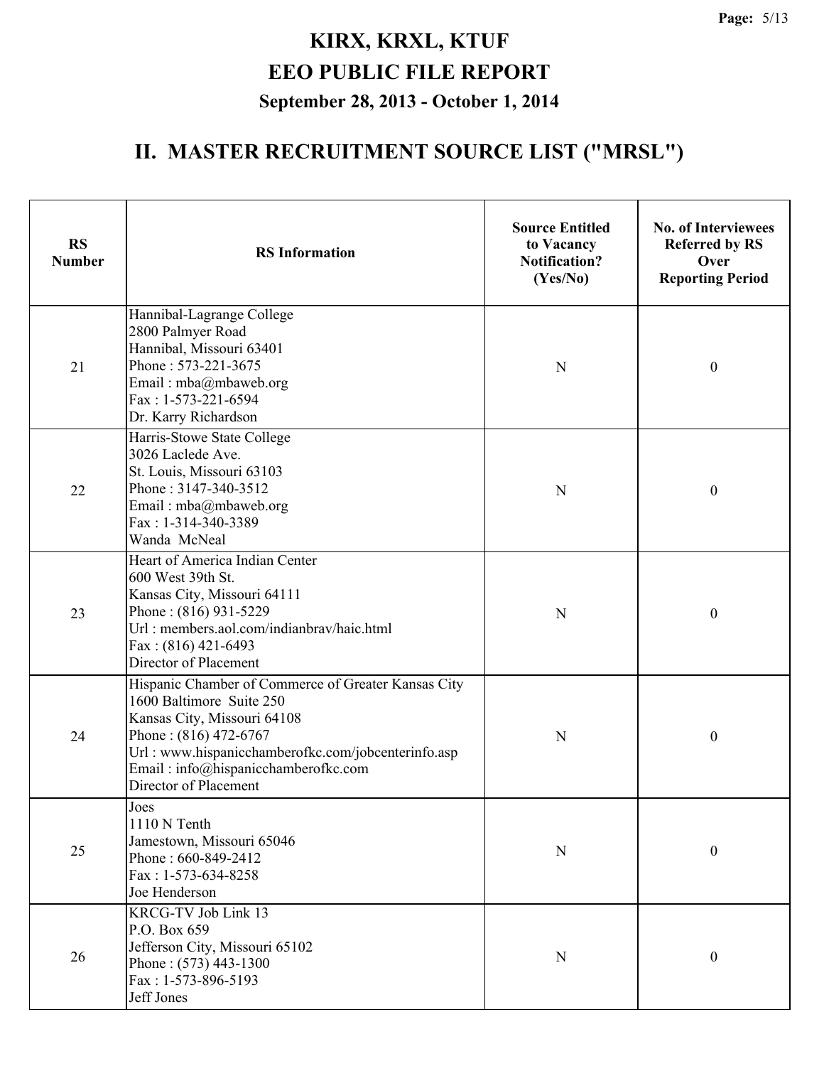# KIRX, KRXL, KTUF
# EEO PUBLIC FILE REPORT
### September 28, 2013 - October 1, 2014

## II. MASTER RECRUITMENT SOURCE LIST ("MRSL")

| RS Number | RS Information | Source Entitled to Vacancy Notification? (Yes/No) | No. of Interviewees Referred by RS Over Reporting Period |
|---|---|---|---|
| 21 | Hannibal-Lagrange College<br>2800 Palmyer Road<br>Hannibal, Missouri 63401<br>Phone : 573-221-3675<br>Email : mba@mbaweb.org<br>Fax : 1-573-221-6594<br>Dr. Karry Richardson | N | 0 |
| 22 | Harris-Stowe State College<br>3026 Laclede Ave.<br>St. Louis, Missouri 63103<br>Phone : 3147-340-3512<br>Email : mba@mbaweb.org<br>Fax : 1-314-340-3389<br>Wanda McNeal | N | 0 |
| 23 | Heart of America Indian Center<br>600 West 39th St.<br>Kansas City, Missouri 64111<br>Phone : (816) 931-5229<br>Url : members.aol.com/indianbrav/haic.html<br>Fax : (816) 421-6493<br>Director of Placement | N | 0 |
| 24 | Hispanic Chamber of Commerce of Greater Kansas City<br>1600 Baltimore Suite 250<br>Kansas City, Missouri 64108<br>Phone : (816) 472-6767<br>Url : www.hispanicchamberofkc.com/jobcenterinfo.asp<br>Email : info@hispanicchamberofkc.com<br>Director of Placement | N | 0 |
| 25 | Joes<br>1110 N Tenth<br>Jamestown, Missouri 65046<br>Phone : 660-849-2412<br>Fax : 1-573-634-8258<br>Joe Henderson | N | 0 |
| 26 | KRCG-TV Job Link 13<br>P.O. Box 659<br>Jefferson City, Missouri 65102<br>Phone : (573) 443-1300<br>Fax : 1-573-896-5193<br>Jeff Jones | N | 0 |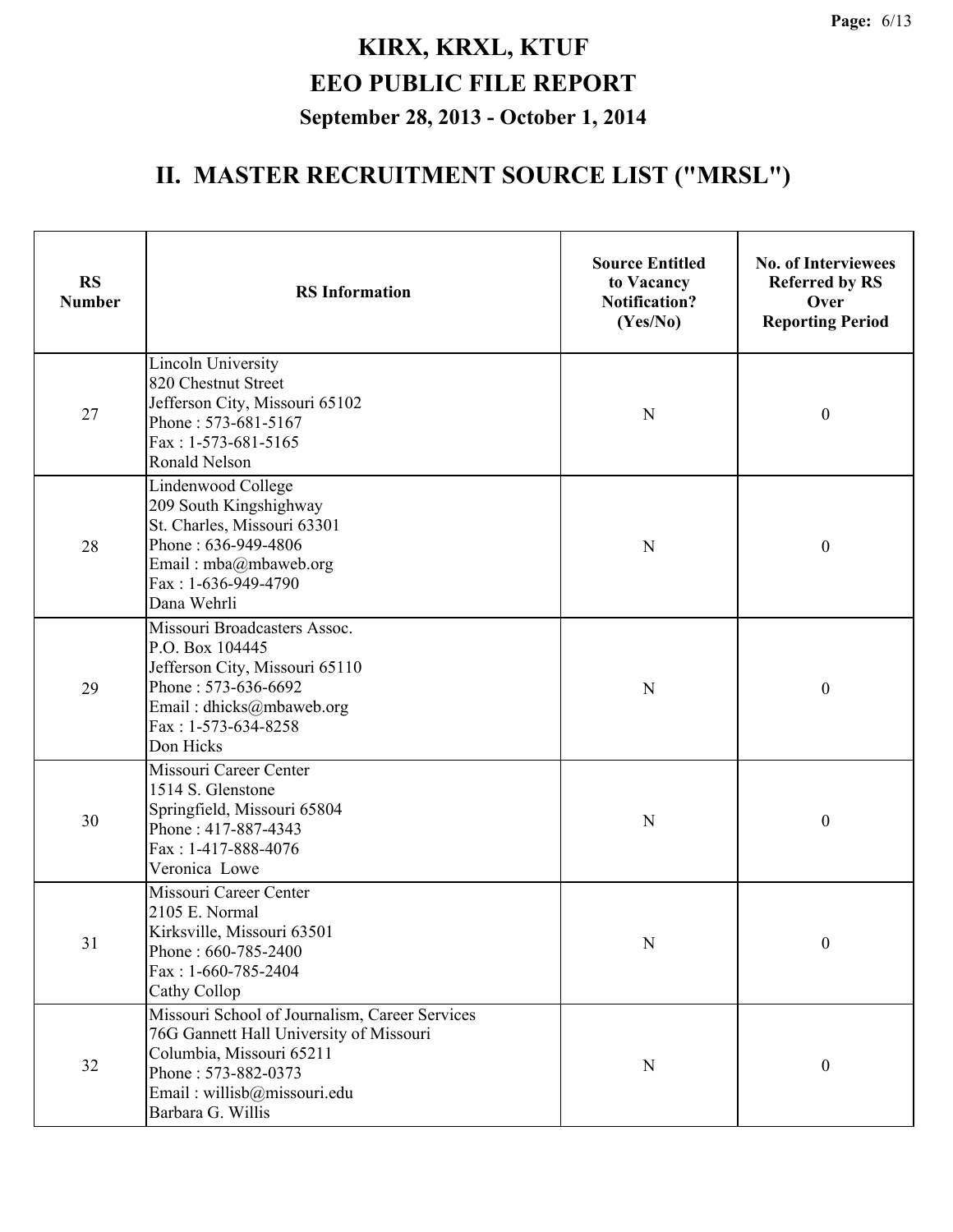# KIRX, KRXL, KTUF
# EEO PUBLIC FILE REPORT
### September 28, 2013 - October 1, 2014

## II. MASTER RECRUITMENT SOURCE LIST ("MRSL")

| RS Number | RS Information | Source Entitled to Vacancy Notification? (Yes/No) | No. of Interviewees Referred by RS Over Reporting Period |
|---|---|---|---|
| 27 | Lincoln University<br>820 Chestnut Street<br>Jefferson City, Missouri 65102<br>Phone : 573-681-5167<br>Fax : 1-573-681-5165<br>Ronald Nelson | N | 0 |
| 28 | Lindenwood College<br>209 South Kingshighway<br>St. Charles, Missouri 63301<br>Phone : 636-949-4806<br>Email : mba@mbaweb.org<br>Fax : 1-636-949-4790<br>Dana Wehrli | N | 0 |
| 29 | Missouri Broadcasters Assoc.<br>P.O. Box 104445<br>Jefferson City, Missouri 65110<br>Phone : 573-636-6692<br>Email : dhicks@mbaweb.org<br>Fax : 1-573-634-8258<br>Don Hicks | N | 0 |
| 30 | Missouri Career Center<br>1514 S. Glenstone<br>Springfield, Missouri 65804<br>Phone : 417-887-4343<br>Fax : 1-417-888-4076<br>Veronica Lowe | N | 0 |
| 31 | Missouri Career Center<br>2105 E. Normal<br>Kirksville, Missouri 63501<br>Phone : 660-785-2400<br>Fax : 1-660-785-2404<br>Cathy Collop | N | 0 |
| 32 | Missouri School of Journalism, Career Services<br>76G Gannett Hall University of Missouri<br>Columbia, Missouri 65211<br>Phone : 573-882-0373<br>Email : willisb@missouri.edu<br>Barbara G. Willis | N | 0 |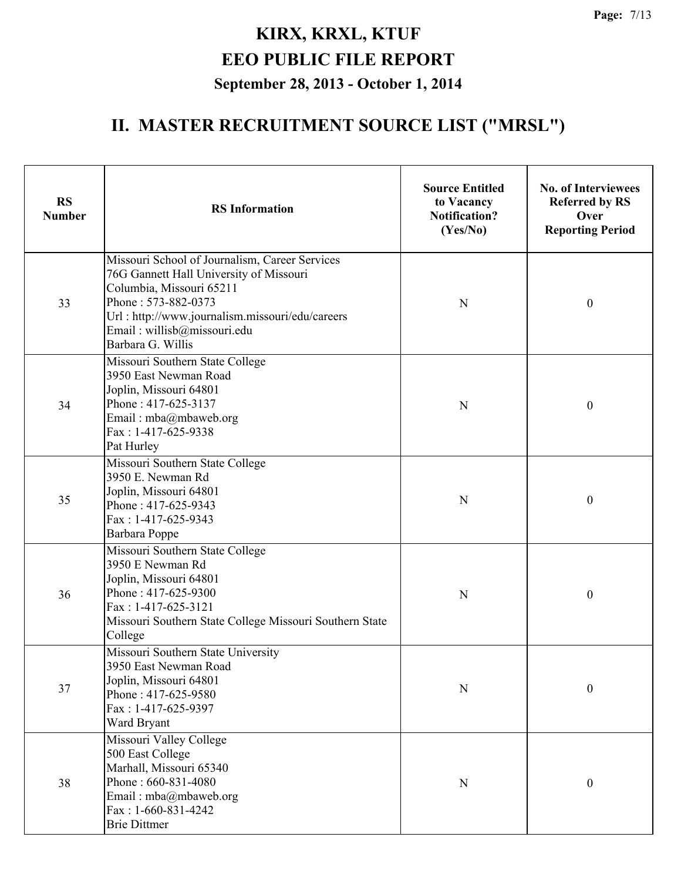# KIRX, KRXL, KTUF
# EEO PUBLIC FILE REPORT
### September 28, 2013 - October 1, 2014

## II. MASTER RECRUITMENT SOURCE LIST ("MRSL")

| RS Number | RS Information | Source Entitled to Vacancy Notification? (Yes/No) | No. of Interviewees Referred by RS Over Reporting Period |
|---|---|---|---|
| 33 | Missouri School of Journalism, Career Services<br>76G Gannett Hall University of Missouri<br>Columbia, Missouri 65211<br>Phone : 573-882-0373<br>Url : http://www.journalism.missouri/edu/careers<br>Email : willisb@missouri.edu<br>Barbara G. Willis | N | 0 |
| 34 | Missouri Southern State College<br>3950 East Newman Road<br>Joplin, Missouri 64801<br>Phone : 417-625-3137<br>Email : mba@mbaweb.org<br>Fax : 1-417-625-9338<br>Pat Hurley | N | 0 |
| 35 | Missouri Southern State College<br>3950 E. Newman Rd<br>Joplin, Missouri 64801<br>Phone : 417-625-9343<br>Fax : 1-417-625-9343<br>Barbara Poppe | N | 0 |
| 36 | Missouri Southern State College<br>3950 E Newman Rd<br>Joplin, Missouri 64801<br>Phone : 417-625-9300<br>Fax : 1-417-625-3121<br>Missouri Southern State College Missouri Southern State College | N | 0 |
| 37 | Missouri Southern State University<br>3950 East Newman Road<br>Joplin, Missouri 64801<br>Phone : 417-625-9580<br>Fax : 1-417-625-9397<br>Ward Bryant | N | 0 |
| 38 | Missouri Valley College<br>500 East College<br>Marhall, Missouri 65340<br>Phone : 660-831-4080<br>Email : mba@mbaweb.org<br>Fax : 1-660-831-4242<br>Brie Dittmer | N | 0 |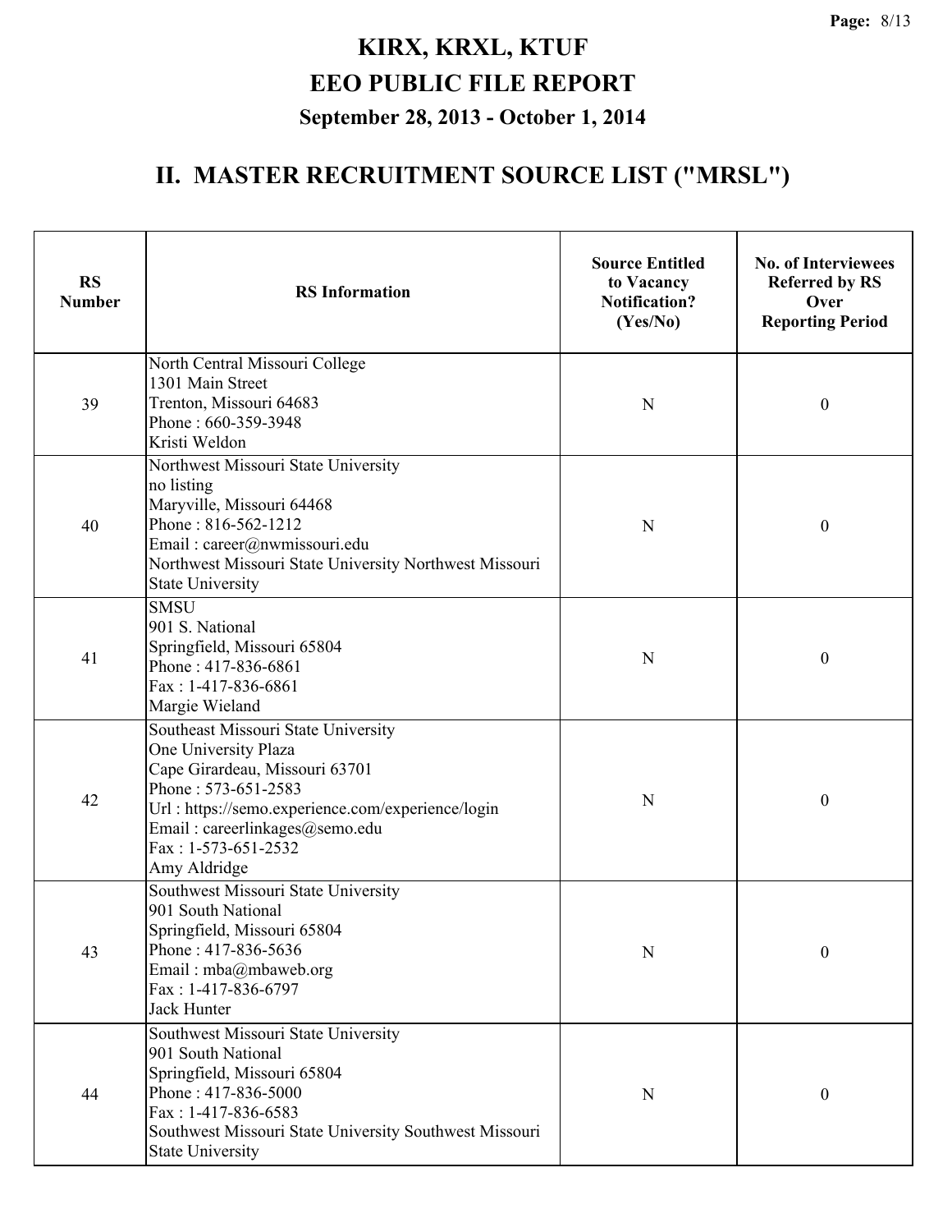# KIRX, KRXL, KTUF
# EEO PUBLIC FILE REPORT
## September 28, 2013 - October 1, 2014

## II. MASTER RECRUITMENT SOURCE LIST ("MRSL")

| RS Number | RS Information | Source Entitled to Vacancy Notification? (Yes/No) | No. of Interviewees Referred by RS Over Reporting Period |
|---|---|---|---|
| 39 | North Central Missouri College<br>1301 Main Street<br>Trenton, Missouri 64683<br>Phone : 660-359-3948<br>Kristi Weldon | N | 0 |
| 40 | Northwest Missouri State University<br>no listing<br>Maryville, Missouri 64468<br>Phone : 816-562-1212<br>Email : career@nwmissouri.edu<br>Northwest Missouri State University Northwest Missouri State University | N | 0 |
| 41 | SMSU<br>901 S. National<br>Springfield, Missouri 65804<br>Phone : 417-836-6861<br>Fax : 1-417-836-6861<br>Margie Wieland | N | 0 |
| 42 | Southeast Missouri State University<br>One University Plaza<br>Cape Girardeau, Missouri 63701<br>Phone : 573-651-2583<br>Url : https://semo.experience.com/experience/login<br>Email : careerlinkages@semo.edu<br>Fax : 1-573-651-2532<br>Amy Aldridge | N | 0 |
| 43 | Southwest Missouri State University<br>901 South National<br>Springfield, Missouri 65804<br>Phone : 417-836-5636<br>Email : mba@mbaweb.org<br>Fax : 1-417-836-6797<br>Jack Hunter | N | 0 |
| 44 | Southwest Missouri State University<br>901 South National<br>Springfield, Missouri 65804<br>Phone : 417-836-5000<br>Fax : 1-417-836-6583<br>Southwest Missouri State University Southwest Missouri State University | N | 0 |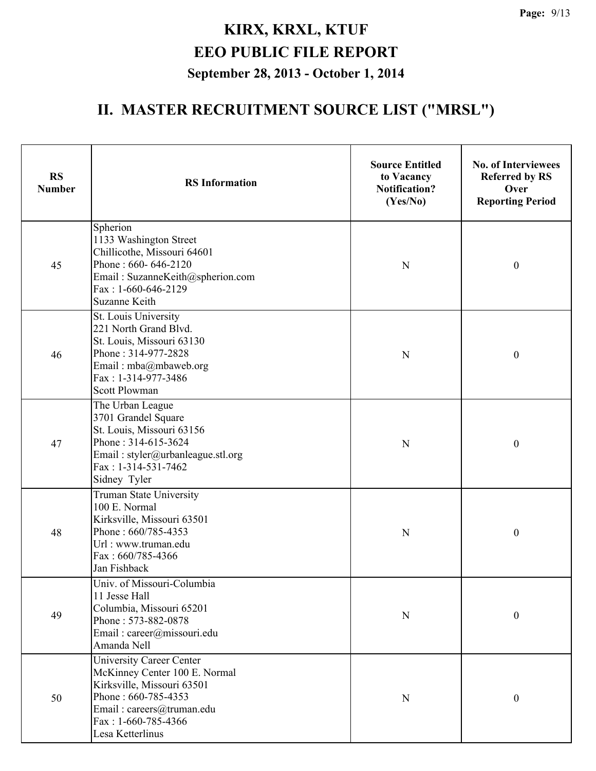# KIRX, KRXL, KTUF
# EEO PUBLIC FILE REPORT
### September 28, 2013 - October 1, 2014

## II. MASTER RECRUITMENT SOURCE LIST ("MRSL")

| RS Number | RS Information | Source Entitled to Vacancy Notification? (Yes/No) | No. of Interviewees Referred by RS Over Reporting Period |
|---|---|---|---|
| 45 | Spherion<br>1133 Washington Street<br>Chillicothe, Missouri 64601<br>Phone : 660- 646-2120<br>Email : SuzanneKeith@spherion.com<br>Fax : 1-660-646-2129<br>Suzanne Keith | N | 0 |
| 46 | St. Louis University<br>221 North Grand Blvd.<br>St. Louis, Missouri 63130<br>Phone : 314-977-2828<br>Email : mba@mbaweb.org<br>Fax : 1-314-977-3486<br>Scott Plowman | N | 0 |
| 47 | The Urban League<br>3701 Grandel Square<br>St. Louis, Missouri 63156<br>Phone : 314-615-3624<br>Email : styler@urbanleague.stl.org<br>Fax : 1-314-531-7462<br>Sidney Tyler | N | 0 |
| 48 | Truman State University<br>100 E. Normal<br>Kirksville, Missouri 63501<br>Phone : 660/785-4353<br>Url : www.truman.edu<br>Fax : 660/785-4366<br>Jan Fishback | N | 0 |
| 49 | Univ. of Missouri-Columbia<br>11 Jesse Hall<br>Columbia, Missouri 65201<br>Phone : 573-882-0878<br>Email : career@missouri.edu<br>Amanda Nell | N | 0 |
| 50 | University Career Center<br>McKinney Center 100 E. Normal<br>Kirksville, Missouri 63501<br>Phone : 660-785-4353<br>Email : careers@truman.edu<br>Fax : 1-660-785-4366<br>Lesa Ketterlinus | N | 0 |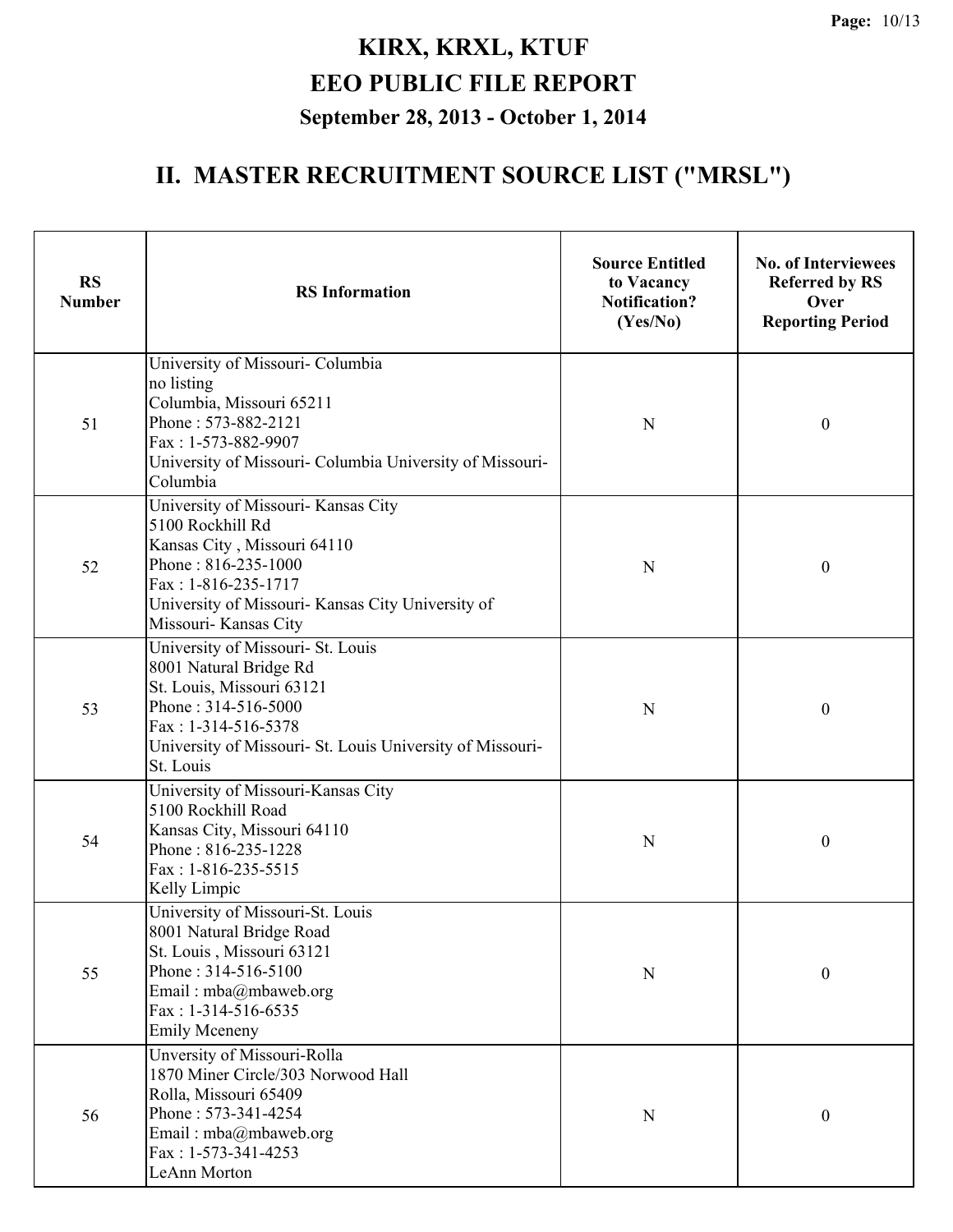# KIRX, KRXL, KTUF

# EEO PUBLIC FILE REPORT

### September 28, 2013 - October 1, 2014

## II. MASTER RECRUITMENT SOURCE LIST ("MRSL")

| RS Number | RS Information | Source Entitled to Vacancy Notification? (Yes/No) | No. of Interviewees Referred by RS Over Reporting Period |
|---|---|---|---|
| 51 | University of Missouri- Columbia<br>no listing<br>Columbia, Missouri 65211<br>Phone : 573-882-2121<br>Fax : 1-573-882-9907<br>University of Missouri- Columbia University of Missouri-Columbia | N | 0 |
| 52 | University of Missouri- Kansas City<br>5100 Rockhill Rd<br>Kansas City , Missouri 64110<br>Phone : 816-235-1000<br>Fax : 1-816-235-1717<br>University of Missouri- Kansas City University of Missouri- Kansas City | N | 0 |
| 53 | University of Missouri- St. Louis<br>8001 Natural Bridge Rd<br>St. Louis, Missouri 63121<br>Phone : 314-516-5000<br>Fax : 1-314-516-5378<br>University of Missouri- St. Louis University of Missouri-St. Louis | N | 0 |
| 54 | University of Missouri-Kansas City<br>5100 Rockhill Road<br>Kansas City, Missouri 64110<br>Phone : 816-235-1228<br>Fax : 1-816-235-5515<br>Kelly Limpic | N | 0 |
| 55 | University of Missouri-St. Louis<br>8001 Natural Bridge Road<br>St. Louis , Missouri 63121<br>Phone : 314-516-5100<br>Email : mba@mbaweb.org<br>Fax : 1-314-516-6535<br>Emily Mceneny | N | 0 |
| 56 | Unversity of Missouri-Rolla<br>1870 Miner Circle/303 Norwood Hall<br>Rolla, Missouri 65409<br>Phone : 573-341-4254<br>Email : mba@mbaweb.org<br>Fax : 1-573-341-4253<br>LeAnn Morton | N | 0 |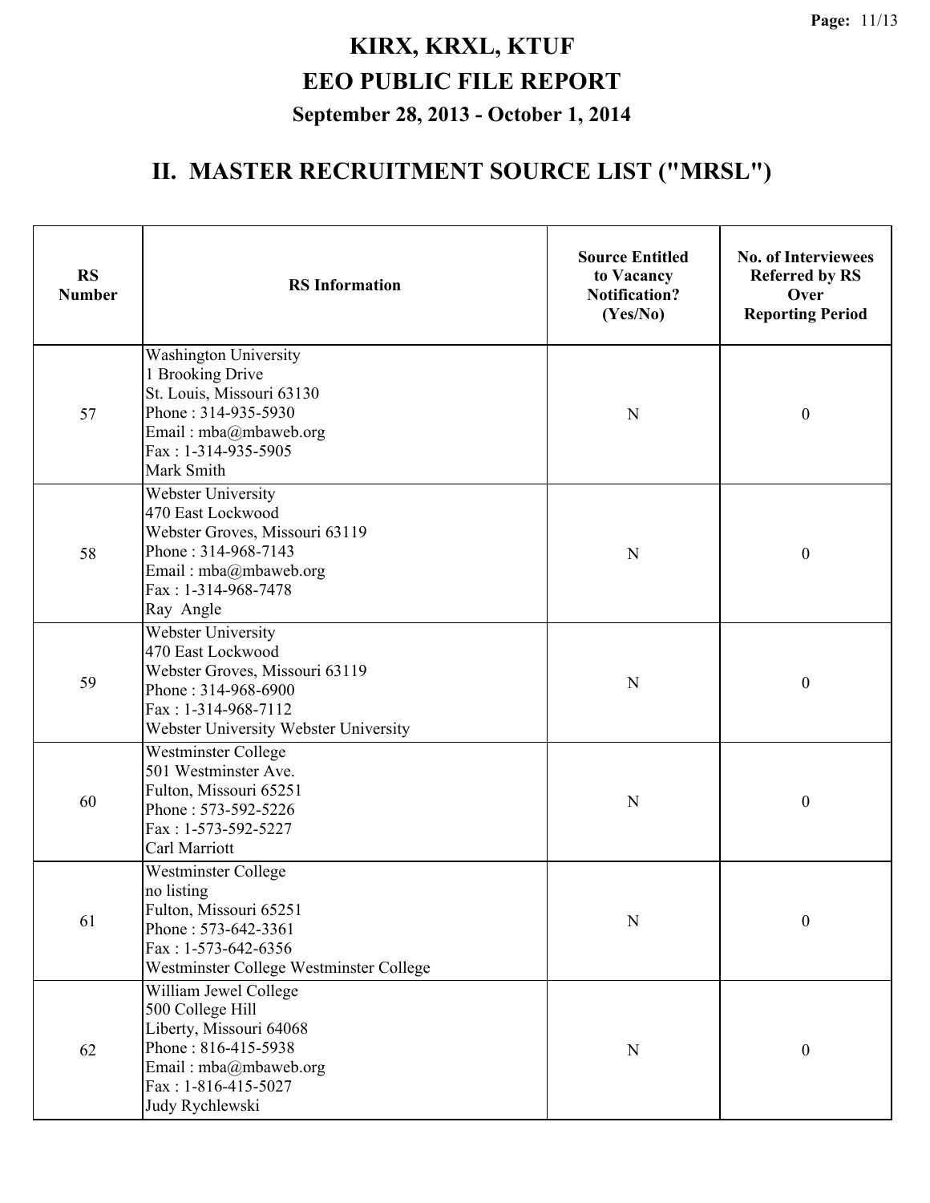# KIRX, KRXL, KTUF
# EEO PUBLIC FILE REPORT
## September 28, 2013 - October 1, 2014

## II. MASTER RECRUITMENT SOURCE LIST ("MRSL")

| RS Number | RS Information | Source Entitled to Vacancy Notification? (Yes/No) | No. of Interviewees Referred by RS Over Reporting Period |
|---|---|---|---|
| 57 | Washington University<br>1 Brooking Drive<br>St. Louis, Missouri 63130<br>Phone : 314-935-5930<br>Email : mba@mbaweb.org<br>Fax : 1-314-935-5905<br>Mark Smith | N | 0 |
| 58 | Webster University<br>470 East Lockwood<br>Webster Groves, Missouri 63119<br>Phone : 314-968-7143<br>Email : mba@mbaweb.org<br>Fax : 1-314-968-7478<br>Ray Angle | N | 0 |
| 59 | Webster University<br>470 East Lockwood<br>Webster Groves, Missouri 63119<br>Phone : 314-968-6900<br>Fax : 1-314-968-7112<br>Webster University Webster University | N | 0 |
| 60 | Westminster College<br>501 Westminster Ave.<br>Fulton, Missouri 65251<br>Phone : 573-592-5226<br>Fax : 1-573-592-5227<br>Carl Marriott | N | 0 |
| 61 | Westminster College<br>no listing<br>Fulton, Missouri 65251<br>Phone : 573-642-3361<br>Fax : 1-573-642-6356<br>Westminster College Westminster College | N | 0 |
| 62 | William Jewel College<br>500 College Hill<br>Liberty, Missouri 64068<br>Phone : 816-415-5938<br>Email : mba@mbaweb.org<br>Fax : 1-816-415-5027<br>Judy Rychlewski | N | 0 |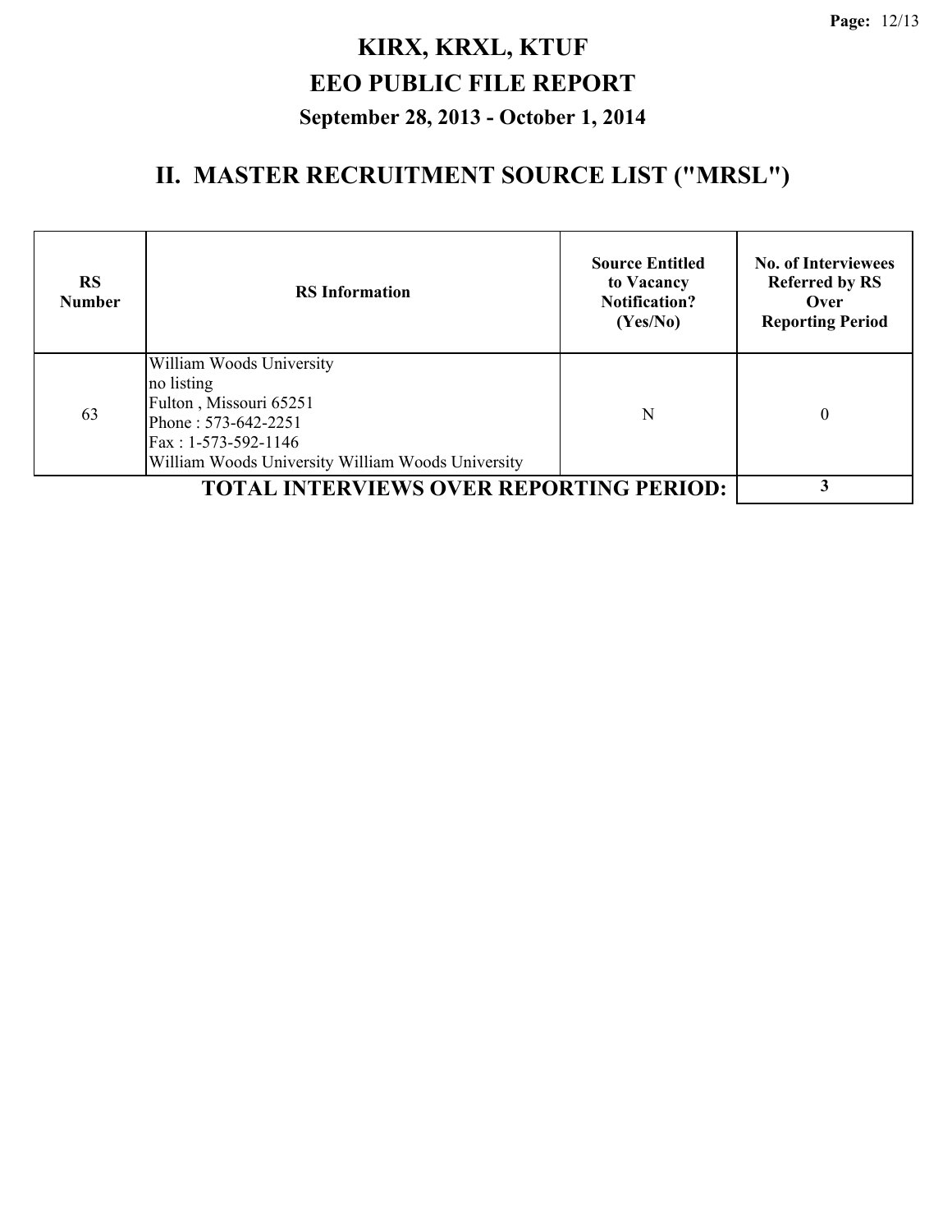# KIRX, KRXL, KTUF
# EEO PUBLIC FILE REPORT
### September 28, 2013 - October 1, 2014

## II. MASTER RECRUITMENT SOURCE LIST ("MRSL")

| RS Number | RS Information | Source Entitled to Vacancy Notification? (Yes/No) | No. of Interviewees Referred by RS Over Reporting Period |
|---|---|---|---|
| 63 | William Woods University<br>no listing<br>Fulton , Missouri 65251<br>Phone : 573-642-2251<br>Fax : 1-573-592-1146<br>William Woods University William Woods University | N | 0 |
| | **TOTAL INTERVIEWS OVER REPORTING PERIOD:** | | **3** |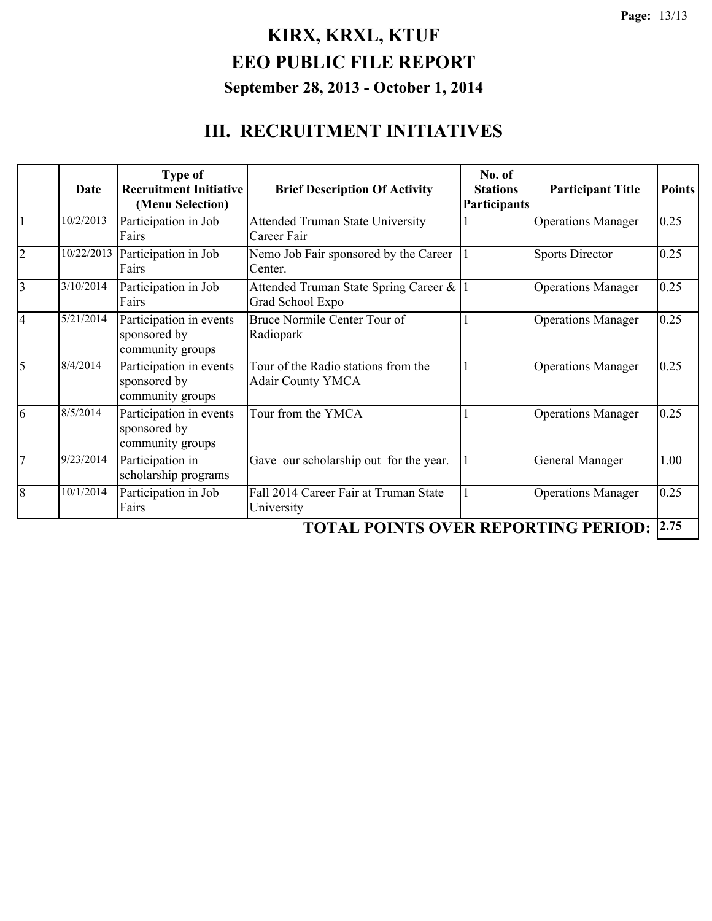# KIRX, KRXL, KTUF
# EEO PUBLIC FILE REPORT
### September 28, 2013 - October 1, 2014

## III. RECRUITMENT INITIATIVES

| | Date | Type of Recruitment Initiative (Menu Selection) | Brief Description Of Activity | No. of Stations Participants | Participant Title | Points |
|---|---|---|---|---|---|---|
| 1 | 10/2/2013 | Participation in Job Fairs | Attended Truman State University Career Fair | 1 | Operations Manager | 0.25 |
| 2 | 10/22/2013 | Participation in Job Fairs | Nemo Job Fair sponsored by the Career Center. | 1 | Sports Director | 0.25 |
| 3 | 3/10/2014 | Participation in Job Fairs | Attended Truman State Spring Career & Grad School Expo | 1 | Operations Manager | 0.25 |
| 4 | 5/21/2014 | Participation in events sponsored by community groups | Bruce Normile Center Tour of Radiopark | 1 | Operations Manager | 0.25 |
| 5 | 8/4/2014 | Participation in events sponsored by community groups | Tour of the Radio stations from the Adair County YMCA | 1 | Operations Manager | 0.25 |
| 6 | 8/5/2014 | Participation in events sponsored by community groups | Tour from the YMCA | 1 | Operations Manager | 0.25 |
| 7 | 9/23/2014 | Participation in scholarship programs | Gave our scholarship out for the year. | 1 | General Manager | 1.00 |
| 8 | 10/1/2014 | Participation in Job Fairs | Fall 2014 Career Fair at Truman State University | 1 | Operations Manager | 0.25 |
| | | | | | **TOTAL POINTS OVER REPORTING PERIOD:** | **2.75** |